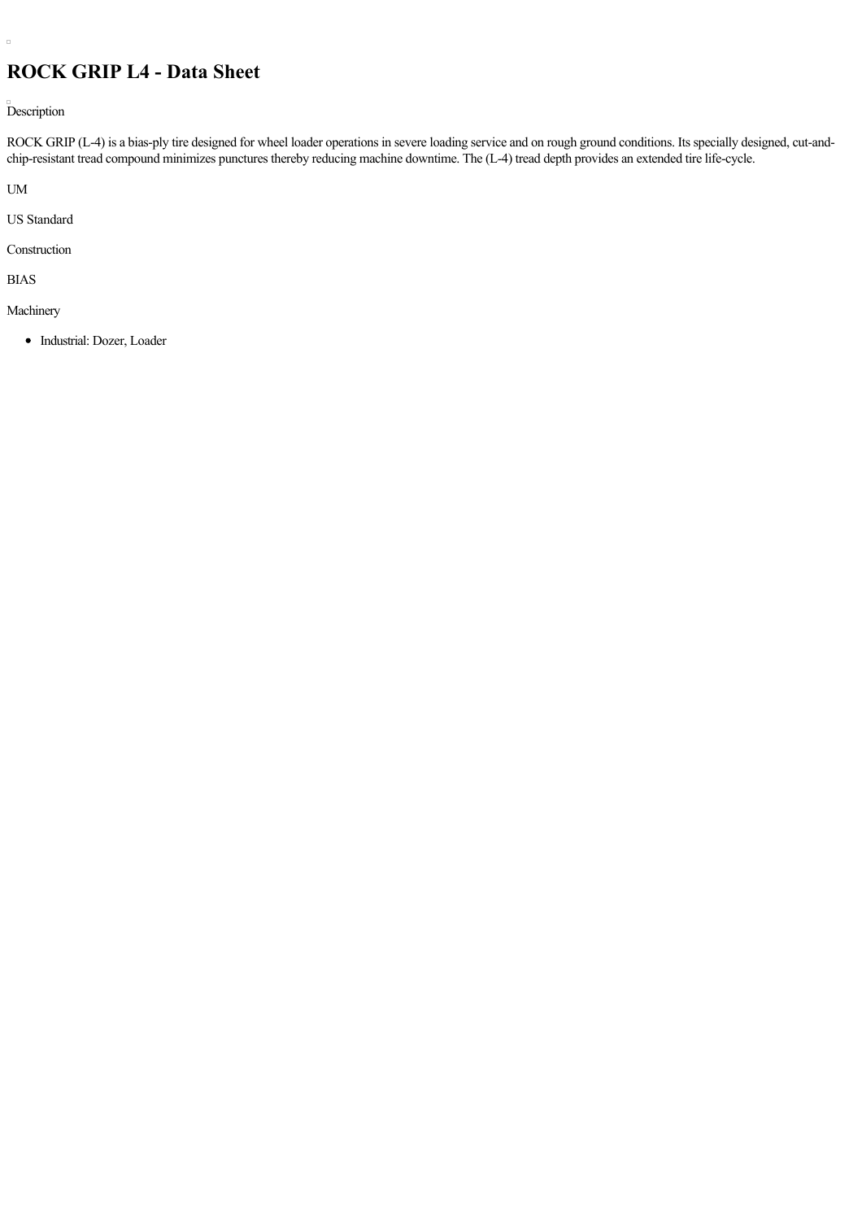# ROCK GRIP L4 - Data Sheet

Description

ROCK GRIP (L-4) is a bias-ply tire designed for wheel loader operations in severe loading service and on rough ground conditions. Its specially designed, cut-and-chip-resistant tread compound minimizes punctures thereby reducing machine downtime. The (L-4) tread depth provides an extended tire life-cycle.

UM

US Standard

Construction

BIAS

Machinery

- Industrial: Dozer, Loader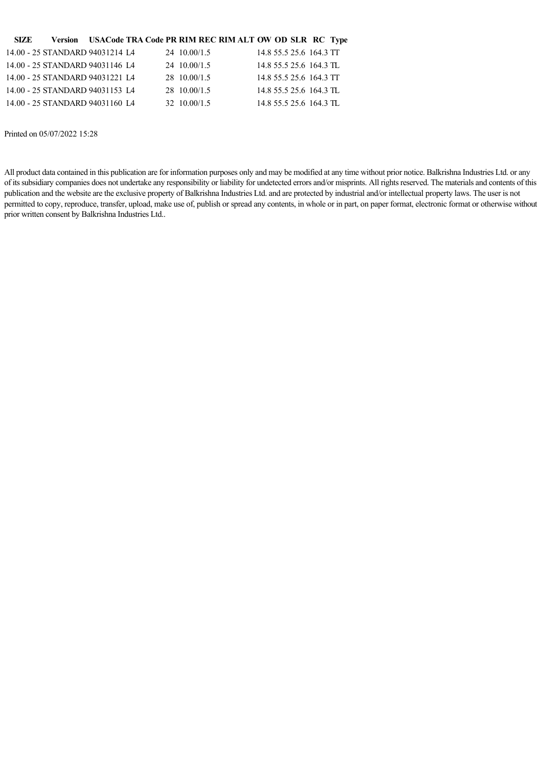| SIZE | Version | USACode | TRA Code | PR | RIM | REC RIM | ALT | OW | OD | SLR | RC | Type |
|---|---|---|---|---|---|---|---|---|---|---|---|---|
| 14.00 - 25 | STANDARD | 94031214 | L4 | 24 | 10.00/1.5 | | | 14.8 | 55.5 | 25.6 | 164.3 | TT |
| 14.00 - 25 | STANDARD | 94031146 | L4 | 24 | 10.00/1.5 | | | 14.8 | 55.5 | 25.6 | 164.3 | TL |
| 14.00 - 25 | STANDARD | 94031221 | L4 | 28 | 10.00/1.5 | | | 14.8 | 55.5 | 25.6 | 164.3 | TT |
| 14.00 - 25 | STANDARD | 94031153 | L4 | 28 | 10.00/1.5 | | | 14.8 | 55.5 | 25.6 | 164.3 | TL |
| 14.00 - 25 | STANDARD | 94031160 | L4 | 32 | 10.00/1.5 | | | 14.8 | 55.5 | 25.6 | 164.3 | TL |

Printed on 05/07/2022 15:28

All product data contained in this publication are for information purposes only and may be modified at any time without prior notice. Balkrishna Industries Ltd. or any of its subsidiary companies does not undertake any responsibility or liability for undetected errors and/or misprints. All rights reserved. The materials and contents of this publication and the website are the exclusive property of Balkrishna Industries Ltd. and are protected by industrial and/or intellectual property laws. The user is not permitted to copy, reproduce, transfer, upload, make use of, publish or spread any contents, in whole or in part, on paper format, electronic format or otherwise without prior written consent by Balkrishna Industries Ltd..